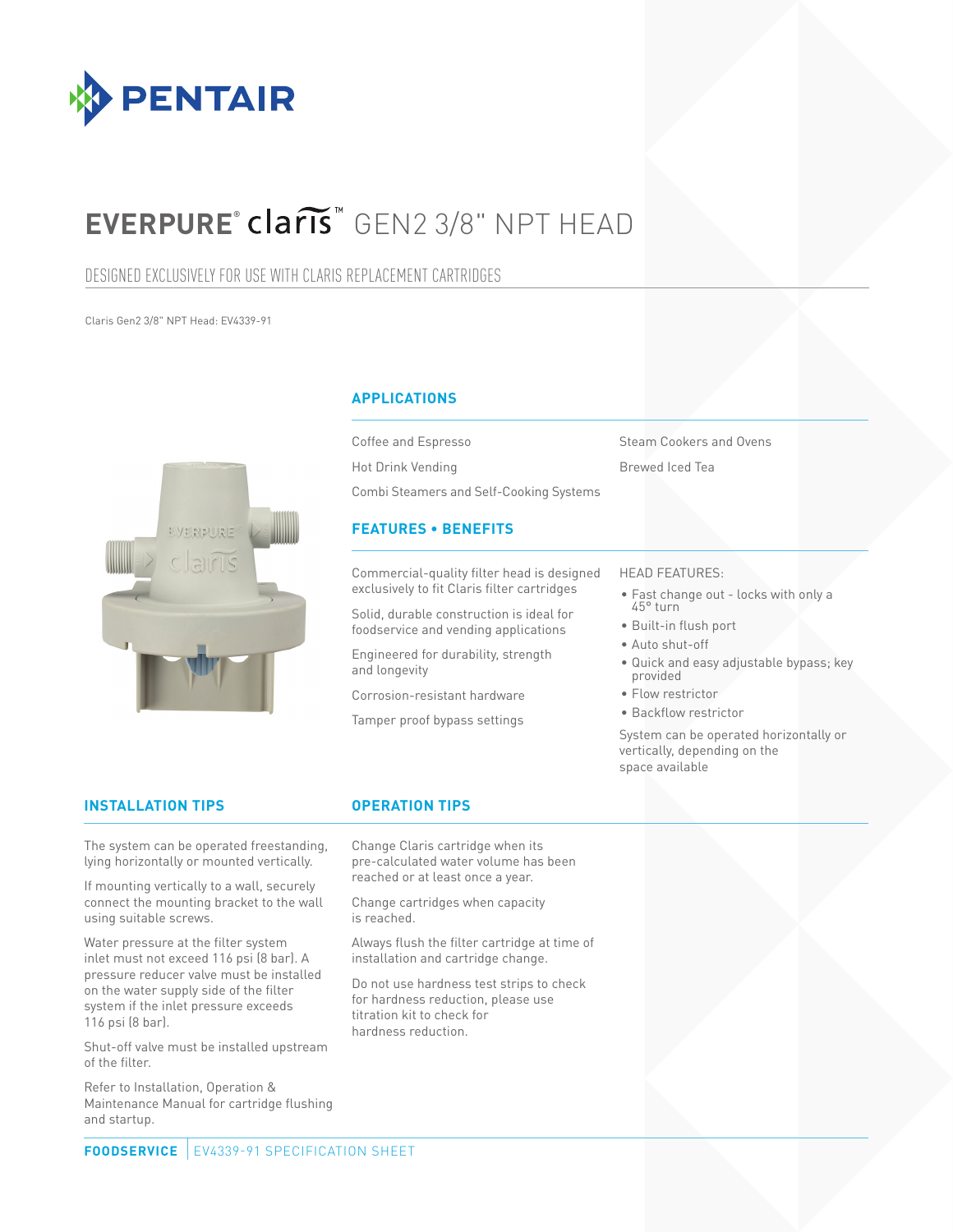# EVERPURE® claris™ GEN2 3/8" NPT HEAD

## DESIGNED EXCLUSIVELY FOR USE WITH CLARIS REPLACEMENT CARTRIDGES

Claris Gen2 3/8" NPT Head: EV4339-91

### APPLICATIONS

- Coffee and Espresso
- Hot Drink Vending
- Combi Steamers and Self-Cooking Systems
- Steam Cookers and Ovens
- Brewed Iced Tea

### FEATURES • BENEFITS

Commercial-quality filter head is designed exclusively to fit Claris filter cartridges

Solid, durable construction is ideal for foodservice and vending applications

Engineered for durability, strength and longevity

Corrosion-resistant hardware

Tamper proof bypass settings

HEAD FEATURES:

- Fast change out - locks with only a 45° turn
- Built-in flush port
- Auto shut-off
- Quick and easy adjustable bypass; key provided
- Flow restrictor
- Backflow restrictor

System can be operated horizontally or vertically, depending on the space available

### INSTALLATION TIPS

The system can be operated freestanding, lying horizontally or mounted vertically.

If mounting vertically to a wall, securely connect the mounting bracket to the wall using suitable screws.

Water pressure at the filter system inlet must not exceed 116 psi (8 bar). A pressure reducer valve must be installed on the water supply side of the filter system if the inlet pressure exceeds 116 psi (8 bar).

Shut-off valve must be installed upstream of the filter.

Refer to Installation, Operation & Maintenance Manual for cartridge flushing and startup.

### OPERATION TIPS

Change Claris cartridge when its pre-calculated water volume has been reached or at least once a year.

Change cartridges when capacity is reached.

Always flush the filter cartridge at time of installation and cartridge change.

Do not use hardness test strips to check for hardness reduction, please use titration kit to check for hardness reduction.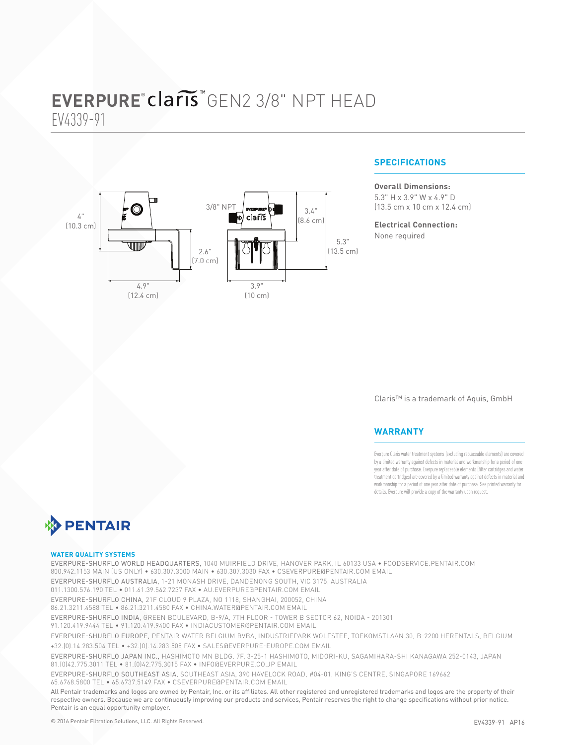# EVERPURE® claris™ GEN2 3/8" NPT HEAD

EV4339-91

4"
(10.3 cm)

2.6"
(7.0 cm)

4.9"
(12.4 cm)

3/8" NPT

3.4"
(8.6 cm)

5.3"
(13.5 cm)

3.9"
(10 cm)

## SPECIFICATIONS

**Overall Dimensions:**
5.3" H x 3.9" W x 4.9" D
(13.5 cm x 10 cm x 12.4 cm)

**Electrical Connection:**
None required

Claris™ is a trademark of Aquis, GmbH

## WARRANTY

Everpure Claris water treatment systems (excluding replaceable elements) are covered by a limited warranty against defects in material and workmanship for a period of one year after date of purchase. Everpure replaceable elements (filter cartridges and water treatment cartridges) are covered by a limited warranty against defects in material and workmanship for a period of one year after date of purchase. See printed warranty for details. Everpure will provide a copy of the warranty upon request.

**PENTAIR**

**WATER QUALITY SYSTEMS**

EVERPURE-SHURFLO WORLD HEADQUARTERS, 1040 MUIRFIELD DRIVE, HANOVER PARK, IL 60133 USA • FOODSERVICE.PENTAIR.COM
800.942.1153 MAIN (US ONLY) • 630.307.3000 MAIN • 630.307.3030 FAX • CSEVERPURE@PENTAIR.COM EMAIL

EVERPURE-SHURFLO AUSTRALIA, 1-21 MONASH DRIVE, DANDENONG SOUTH, VIC 3175, AUSTRALIA
011.1300.576.190 TEL • 011.61.39.562.7237 FAX • AU.EVERPURE@PENTAIR.COM EMAIL

EVERPURE-SHURFLO CHINA, 21F CLOUD 9 PLAZA, NO 1118, SHANGHAI, 200052, CHINA
86.21.3211.4588 TEL • 86.21.3211.4580 FAX • CHINA.WATER@PENTAIR.COM EMAIL

EVERPURE-SHURFLO INDIA, GREEN BOULEVARD, B-9/A, 7TH FLOOR - TOWER B SECTOR 62, NOIDA - 201301
91.120.419.9444 TEL • 91.120.419.9400 FAX • INDIACUSTOMER@PENTAIR.COM EMAIL

EVERPURE-SHURFLO EUROPE, PENTAIR WATER BELGIUM BVBA, INDUSTRIEPARK WOLFSTEE, TOEKOMSTLAAN 30, B-2200 HERENTALS, BELGIUM
+32.(0).14.283.504 TEL • +32.(0).14.283.505 FAX • SALES@EVERPURE-EUROPE.COM EMAIL

EVERPURE-SHURFLO JAPAN INC., HASHIMOTO MN BLDG. 7F, 3-25-1 HASHIMOTO, MIDORI-KU, SAGAMIHARA-SHI KANAGAWA 252-0143, JAPAN
81.(0)42.775.3011 TEL • 81.(0)42.775.3015 FAX • INFO@EVERPURE.CO.JP EMAIL

EVERPURE-SHURFLO SOUTHEAST ASIA, SOUTHEAST ASIA, 390 HAVELOCK ROAD, #04-01, KING'S CENTRE, SINGAPORE 169662
65.6768.5800 TEL • 65.6737.5149 FAX • CSEVERPURE@PENTAIR.COM EMAIL

All Pentair trademarks and logos are owned by Pentair, Inc. or its affiliates. All other registered and unregistered trademarks and logos are the property of their respective owners. Because we are continuously improving our products and services, Pentair reserves the right to change specifications without prior notice. Pentair is an equal opportunity employer.

© 2016 Pentair Filtration Solutions, LLC. All Rights Reserved.

EV4339-91 AP16